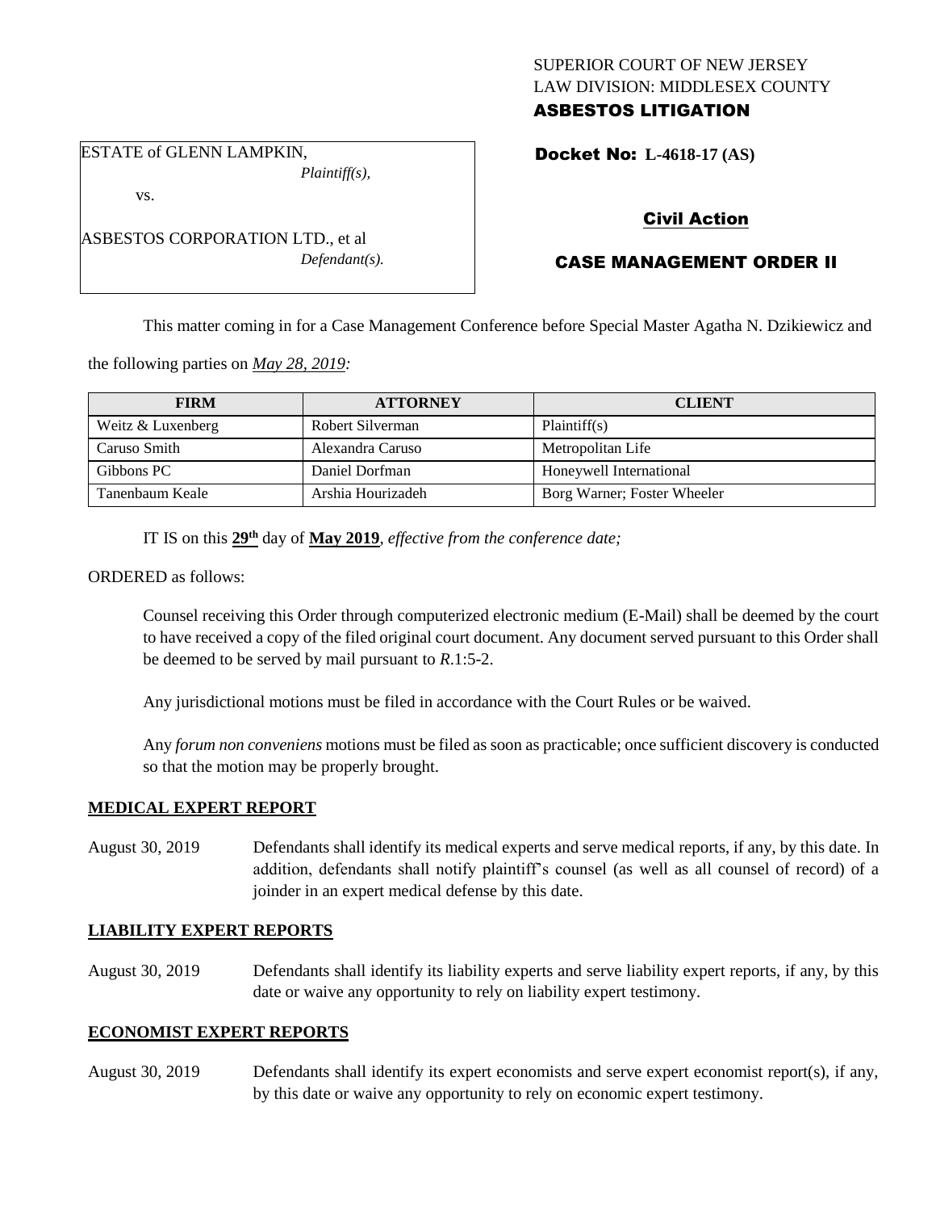SUPERIOR COURT OF NEW JERSEY
LAW DIVISION: MIDDLESEX COUNTY
**ASBESTOS LITIGATION**

ESTATE of GLENN LAMPKIN,
*Plaintiff(s),*

vs.

ASBESTOS CORPORATION LTD., et al
*Defendant(s).*

**Docket No: L-4618-17 (AS)**

**Civil Action**

**CASE MANAGEMENT ORDER II**

This matter coming in for a Case Management Conference before Special Master Agatha N. Dzikiewicz and the following parties on *May 28, 2019:*

| FIRM | ATTORNEY | CLIENT |
| --- | --- | --- |
| Weitz & Luxenberg | Robert Silverman | Plaintiff(s) |
| Caruso Smith | Alexandra Caruso | Metropolitan Life |
| Gibbons PC | Daniel Dorfman | Honeywell International |
| Tanenbaum Keale | Arshia Hourizadeh | Borg Warner; Foster Wheeler |

IT IS on this **29th** day of **May 2019**, *effective from the conference date;*

ORDERED as follows:

Counsel receiving this Order through computerized electronic medium (E-Mail) shall be deemed by the court to have received a copy of the filed original court document. Any document served pursuant to this Order shall be deemed to be served by mail pursuant to *R*.1:5-2.

Any jurisdictional motions must be filed in accordance with the Court Rules or be waived.

Any *forum non conveniens* motions must be filed as soon as practicable; once sufficient discovery is conducted so that the motion may be properly brought.

**MEDICAL EXPERT REPORT**

August 30, 2019 Defendants shall identify its medical experts and serve medical reports, if any, by this date. In addition, defendants shall notify plaintiff's counsel (as well as all counsel of record) of a joinder in an expert medical defense by this date.

**LIABILITY EXPERT REPORTS**

August 30, 2019 Defendants shall identify its liability experts and serve liability expert reports, if any, by this date or waive any opportunity to rely on liability expert testimony.

**ECONOMIST EXPERT REPORTS**

August 30, 2019 Defendants shall identify its expert economists and serve expert economist report(s), if any, by this date or waive any opportunity to rely on economic expert testimony.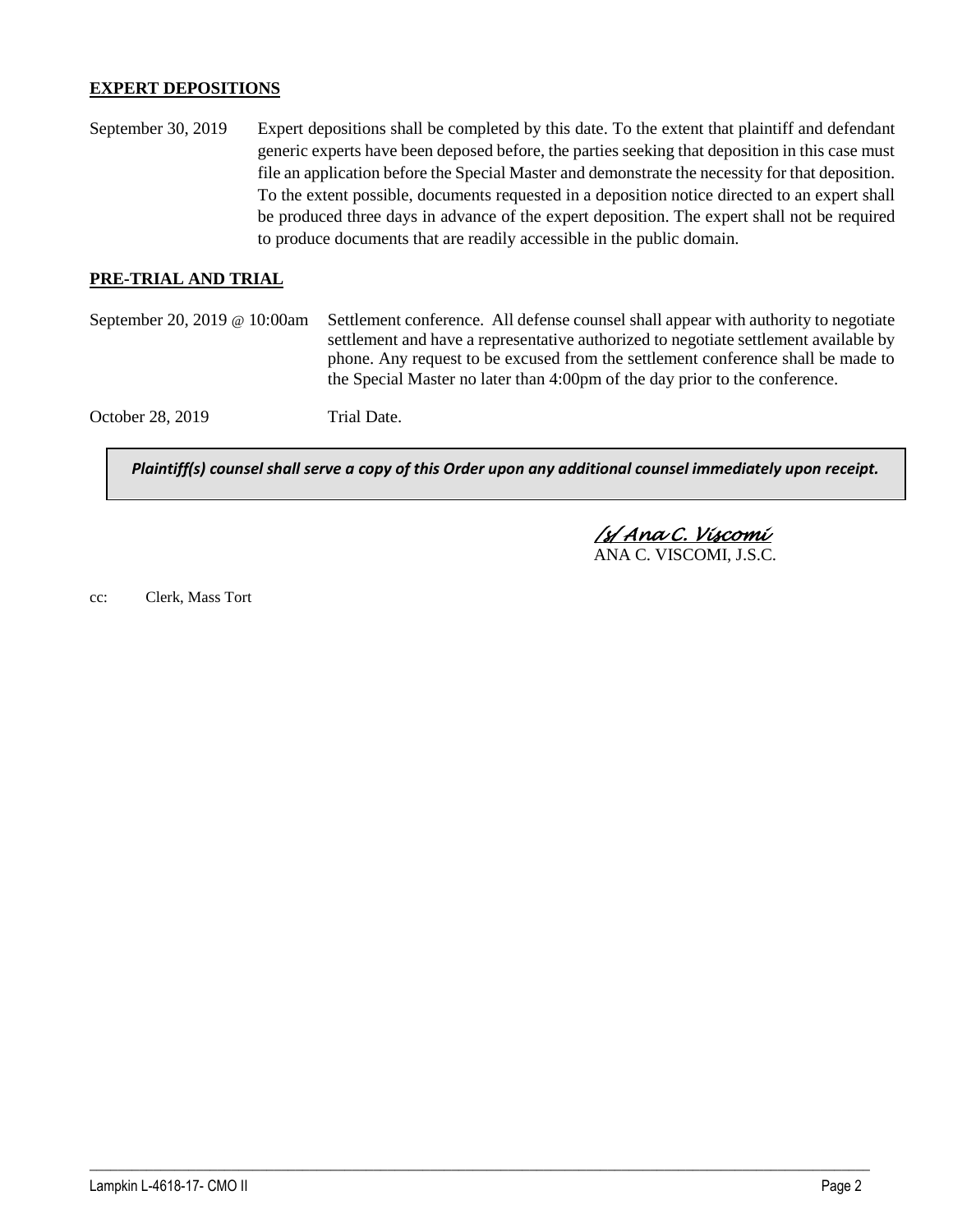**EXPERT DEPOSITIONS**

| | |
|---|---|
| September 30, 2019 | Expert depositions shall be completed by this date. To the extent that plaintiff and defendant generic experts have been deposed before, the parties seeking that deposition in this case must file an application before the Special Master and demonstrate the necessity for that deposition. To the extent possible, documents requested in a deposition notice directed to an expert shall be produced three days in advance of the expert deposition. The expert shall not be required to produce documents that are readily accessible in the public domain. |

**PRE-TRIAL AND TRIAL**

| | |
|---|---|
| September 20, 2019 @ 10:00am | Settlement conference. All defense counsel shall appear with authority to negotiate settlement and have a representative authorized to negotiate settlement available by phone. Any request to be excused from the settlement conference shall be made to the Special Master no later than 4:00pm of the day prior to the conference. |
| October 28, 2019 | Trial Date. |

***Plaintiff(s) counsel shall serve a copy of this Order upon any additional counsel immediately upon receipt.***

/s/ Ana C. Viscomi
ANA C. VISCOMI, J.S.C.

cc: Clerk, Mass Tort